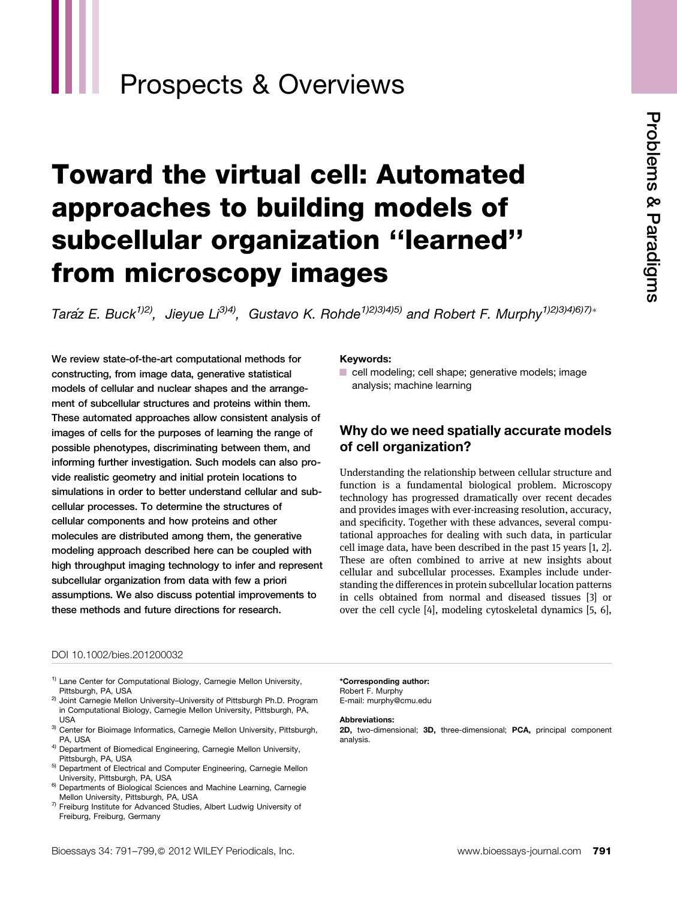Prospects & Overviews

# Toward the virtual cell: Automated approaches to building models of subcellular organization "learned" from microscopy images

*Taráz E. Buck[1)2)], Jieyue Li[3)4)], Gustavo K. Rohde[1)2)3)4)5)] and Robert F. Murphy[1)2)3)4)6)7)*]*

**We review state-of-the-art computational methods for constructing, from image data, generative statistical models of cellular and nuclear shapes and the arrangement of subcellular structures and proteins within them. These automated approaches allow consistent analysis of images of cells for the purposes of learning the range of possible phenotypes, discriminating between them, and informing further investigation. Such models can also provide realistic geometry and initial protein locations to simulations in order to better understand cellular and subcellular processes. To determine the structures of cellular components and how proteins and other molecules are distributed among them, the generative modeling approach described here can be coupled with high throughput imaging technology to infer and represent subcellular organization from data with few a priori assumptions. We also discuss potential improvements to these methods and future directions for research.**

**Keywords:**

- cell modeling; cell shape; generative models; image analysis; machine learning

## Why do we need spatially accurate models of cell organization?

Understanding the relationship between cellular structure and function is a fundamental biological problem. Microscopy technology has progressed dramatically over recent decades and provides images with ever-increasing resolution, accuracy, and specificity. Together with these advances, several computational approaches for dealing with such data, in particular cell image data, have been described in the past 15 years [1, 2]. These are often combined to arrive at new insights about cellular and subcellular processes. Examples include understanding the differences in protein subcellular location patterns in cells obtained from normal and diseased tissues [3] or over the cell cycle [4], modeling cytoskeletal dynamics [5, 6],

DOI 10.1002/bies.201200032

[1)] Lane Center for Computational Biology, Carnegie Mellon University, Pittsburgh, PA, USA
[2)] Joint Carnegie Mellon University–University of Pittsburgh Ph.D. Program in Computational Biology, Carnegie Mellon University, Pittsburgh, PA, USA
[3)] Center for Bioimage Informatics, Carnegie Mellon University, Pittsburgh, PA, USA
[4)] Department of Biomedical Engineering, Carnegie Mellon University, Pittsburgh, PA, USA
[5)] Department of Electrical and Computer Engineering, Carnegie Mellon University, Pittsburgh, PA, USA
[6)] Departments of Biological Sciences and Machine Learning, Carnegie Mellon University, Pittsburgh, PA, USA
[7)] Freiburg Institute for Advanced Studies, Albert Ludwig University of Freiburg, Freiburg, Germany

**\*Corresponding author:**
Robert F. Murphy
E-mail: murphy@cmu.edu

**Abbreviations:**
**2D,** two-dimensional; **3D,** three-dimensional; **PCA,** principal component analysis.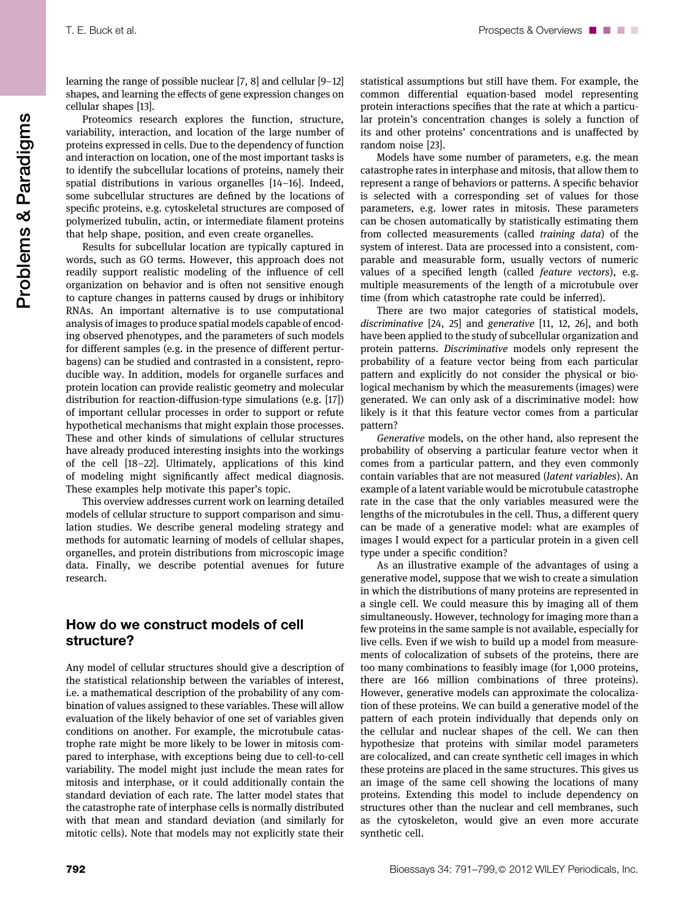learning the range of possible nuclear [7, 8] and cellular [9–12] shapes, and learning the effects of gene expression changes on cellular shapes [13].

Proteomics research explores the function, structure, variability, interaction, and location of the large number of proteins expressed in cells. Due to the dependency of function and interaction on location, one of the most important tasks is to identify the subcellular locations of proteins, namely their spatial distributions in various organelles [14–16]. Indeed, some subcellular structures are defined by the locations of specific proteins, e.g. cytoskeletal structures are composed of polymerized tubulin, actin, or intermediate filament proteins that help shape, position, and even create organelles.

Results for subcellular location are typically captured in words, such as GO terms. However, this approach does not readily support realistic modeling of the influence of cell organization on behavior and is often not sensitive enough to capture changes in patterns caused by drugs or inhibitory RNAs. An important alternative is to use computational analysis of images to produce spatial models capable of encoding observed phenotypes, and the parameters of such models for different samples (e.g. in the presence of different perturbagens) can be studied and contrasted in a consistent, reproducible way. In addition, models for organelle surfaces and protein location can provide realistic geometry and molecular distribution for reaction-diffusion-type simulations (e.g. [17]) of important cellular processes in order to support or refute hypothetical mechanisms that might explain those processes. These and other kinds of simulations of cellular structures have already produced interesting insights into the workings of the cell [18–22]. Ultimately, applications of this kind of modeling might significantly affect medical diagnosis. These examples help motivate this paper's topic.

This overview addresses current work on learning detailed models of cellular structure to support comparison and simulation studies. We describe general modeling strategy and methods for automatic learning of models of cellular shapes, organelles, and protein distributions from microscopic image data. Finally, we describe potential avenues for future research.

## How do we construct models of cell structure?

Any model of cellular structures should give a description of the statistical relationship between the variables of interest, i.e. a mathematical description of the probability of any combination of values assigned to these variables. These will allow evaluation of the likely behavior of one set of variables given conditions on another. For example, the microtubule catastrophe rate might be more likely to be lower in mitosis compared to interphase, with exceptions being due to cell-to-cell variability. The model might just include the mean rates for mitosis and interphase, or it could additionally contain the standard deviation of each rate. The latter model states that the catastrophe rate of interphase cells is normally distributed with that mean and standard deviation (and similarly for mitotic cells). Note that models may not explicitly state their statistical assumptions but still have them. For example, the common differential equation-based model representing protein interactions specifies that the rate at which a particular protein's concentration changes is solely a function of its and other proteins' concentrations and is unaffected by random noise [23].

Models have some number of parameters, e.g. the mean catastrophe rates in interphase and mitosis, that allow them to represent a range of behaviors or patterns. A specific behavior is selected with a corresponding set of values for those parameters, e.g. lower rates in mitosis. These parameters can be chosen automatically by statistically estimating them from collected measurements (called *training data*) of the system of interest. Data are processed into a consistent, comparable and measurable form, usually vectors of numeric values of a specified length (called *feature vectors*), e.g. multiple measurements of the length of a microtubule over time (from which catastrophe rate could be inferred).

There are two major categories of statistical models, *discriminative* [24, 25] and *generative* [11, 12, 26], and both have been applied to the study of subcellular organization and protein patterns. *Discriminative* models only represent the probability of a feature vector being from each particular pattern and explicitly do not consider the physical or biological mechanism by which the measurements (images) were generated. We can only ask of a discriminative model: how likely is it that this feature vector comes from a particular pattern?

*Generative* models, on the other hand, also represent the probability of observing a particular feature vector when it comes from a particular pattern, and they even commonly contain variables that are not measured (*latent variables*). An example of a latent variable would be microtubule catastrophe rate in the case that the only variables measured were the lengths of the microtubules in the cell. Thus, a different query can be made of a generative model: what are examples of images I would expect for a particular protein in a given cell type under a specific condition?

As an illustrative example of the advantages of using a generative model, suppose that we wish to create a simulation in which the distributions of many proteins are represented in a single cell. We could measure this by imaging all of them simultaneously. However, technology for imaging more than a few proteins in the same sample is not available, especially for live cells. Even if we wish to build up a model from measurements of colocalization of subsets of the proteins, there are too many combinations to feasibly image (for 1,000 proteins, there are 166 million combinations of three proteins). However, generative models can approximate the colocalization of these proteins. We can build a generative model of the pattern of each protein individually that depends only on the cellular and nuclear shapes of the cell. We can then hypothesize that proteins with similar model parameters are colocalized, and can create synthetic cell images in which these proteins are placed in the same structures. This gives us an image of the same cell showing the locations of many proteins. Extending this model to include dependency on structures other than the nuclear and cell membranes, such as the cytoskeleton, would give an even more accurate synthetic cell.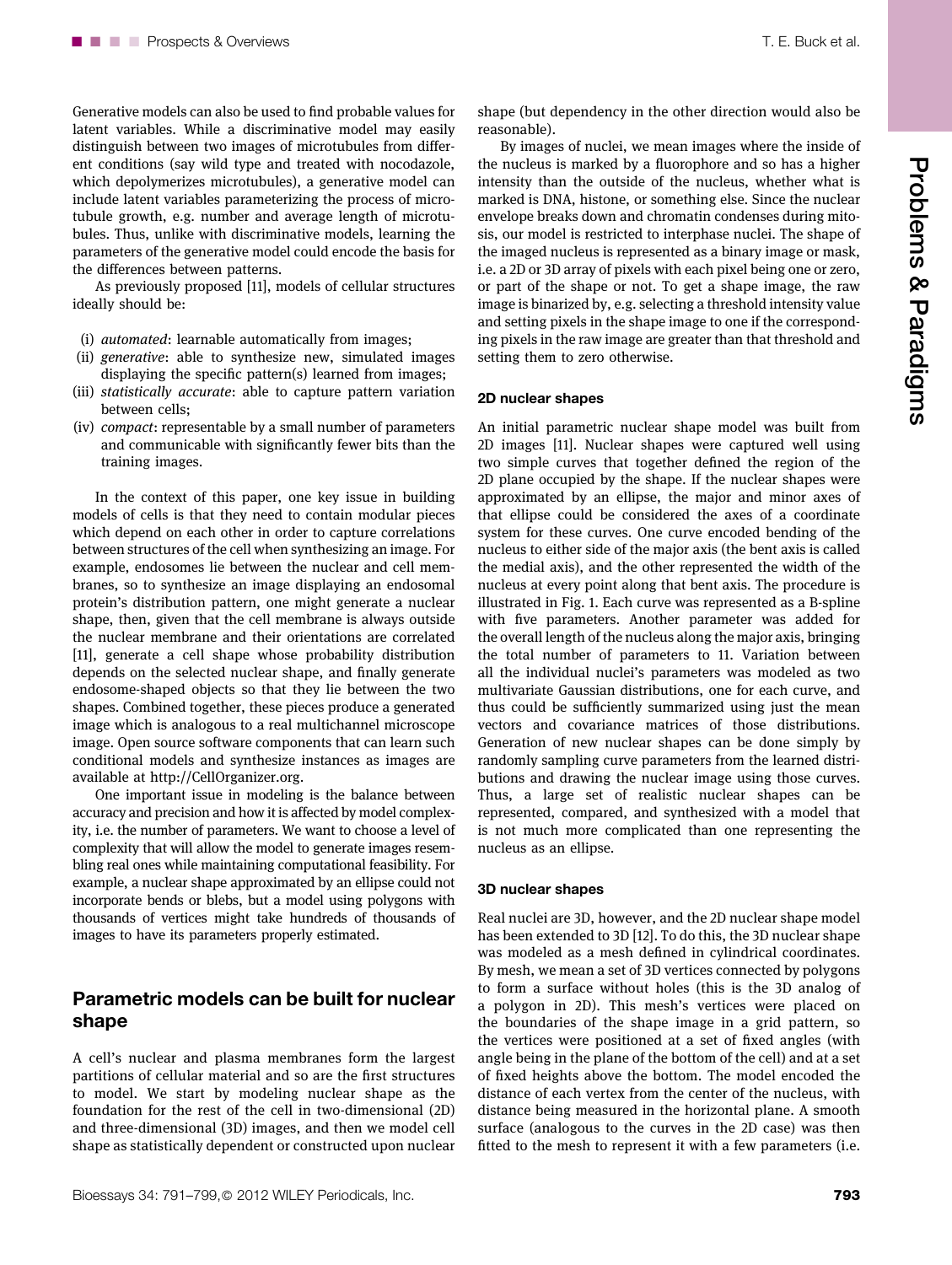Generative models can also be used to find probable values for latent variables. While a discriminative model may easily distinguish between two images of microtubules from different conditions (say wild type and treated with nocodazole, which depolymerizes microtubules), a generative model can include latent variables parameterizing the process of microtubule growth, e.g. number and average length of microtubules. Thus, unlike with discriminative models, learning the parameters of the generative model could encode the basis for the differences between patterns.

As previously proposed [11], models of cellular structures ideally should be:

(i) *automated*: learnable automatically from images;
(ii) *generative*: able to synthesize new, simulated images displaying the specific pattern(s) learned from images;
(iii) *statistically accurate*: able to capture pattern variation between cells;
(iv) *compact*: representable by a small number of parameters and communicable with significantly fewer bits than the training images.

In the context of this paper, one key issue in building models of cells is that they need to contain modular pieces which depend on each other in order to capture correlations between structures of the cell when synthesizing an image. For example, endosomes lie between the nuclear and cell membranes, so to synthesize an image displaying an endosomal protein's distribution pattern, one might generate a nuclear shape, then, given that the cell membrane is always outside the nuclear membrane and their orientations are correlated [11], generate a cell shape whose probability distribution depends on the selected nuclear shape, and finally generate endosome-shaped objects so that they lie between the two shapes. Combined together, these pieces produce a generated image which is analogous to a real multichannel microscope image. Open source software components that can learn such conditional models and synthesize instances as images are available at http://CellOrganizer.org.

One important issue in modeling is the balance between accuracy and precision and how it is affected by model complexity, i.e. the number of parameters. We want to choose a level of complexity that will allow the model to generate images resembling real ones while maintaining computational feasibility. For example, a nuclear shape approximated by an ellipse could not incorporate bends or blebs, but a model using polygons with thousands of vertices might take hundreds of thousands of images to have its parameters properly estimated.

## Parametric models can be built for nuclear shape

A cell's nuclear and plasma membranes form the largest partitions of cellular material and so are the first structures to model. We start by modeling nuclear shape as the foundation for the rest of the cell in two-dimensional (2D) and three-dimensional (3D) images, and then we model cell shape as statistically dependent or constructed upon nuclear shape (but dependency in the other direction would also be reasonable).

By images of nuclei, we mean images where the inside of the nucleus is marked by a fluorophore and so has a higher intensity than the outside of the nucleus, whether what is marked is DNA, histone, or something else. Since the nuclear envelope breaks down and chromatin condenses during mitosis, our model is restricted to interphase nuclei. The shape of the imaged nucleus is represented as a binary image or mask, i.e. a 2D or 3D array of pixels with each pixel being one or zero, or part of the shape or not. To get a shape image, the raw image is binarized by, e.g. selecting a threshold intensity value and setting pixels in the shape image to one if the corresponding pixels in the raw image are greater than that threshold and setting them to zero otherwise.

### 2D nuclear shapes

An initial parametric nuclear shape model was built from 2D images [11]. Nuclear shapes were captured well using two simple curves that together defined the region of the 2D plane occupied by the shape. If the nuclear shapes were approximated by an ellipse, the major and minor axes of that ellipse could be considered the axes of a coordinate system for these curves. One curve encoded bending of the nucleus to either side of the major axis (the bent axis is called the medial axis), and the other represented the width of the nucleus at every point along that bent axis. The procedure is illustrated in Fig. 1. Each curve was represented as a B-spline with five parameters. Another parameter was added for the overall length of the nucleus along the major axis, bringing the total number of parameters to 11. Variation between all the individual nuclei's parameters was modeled as two multivariate Gaussian distributions, one for each curve, and thus could be sufficiently summarized using just the mean vectors and covariance matrices of those distributions. Generation of new nuclear shapes can be done simply by randomly sampling curve parameters from the learned distributions and drawing the nuclear image using those curves. Thus, a large set of realistic nuclear shapes can be represented, compared, and synthesized with a model that is not much more complicated than one representing the nucleus as an ellipse.

### 3D nuclear shapes

Real nuclei are 3D, however, and the 2D nuclear shape model has been extended to 3D [12]. To do this, the 3D nuclear shape was modeled as a mesh defined in cylindrical coordinates. By mesh, we mean a set of 3D vertices connected by polygons to form a surface without holes (this is the 3D analog of a polygon in 2D). This mesh's vertices were placed on the boundaries of the shape image in a grid pattern, so the vertices were positioned at a set of fixed angles (with angle being in the plane of the bottom of the cell) and at a set of fixed heights above the bottom. The model encoded the distance of each vertex from the center of the nucleus, with distance being measured in the horizontal plane. A smooth surface (analogous to the curves in the 2D case) was then fitted to the mesh to represent it with a few parameters (i.e.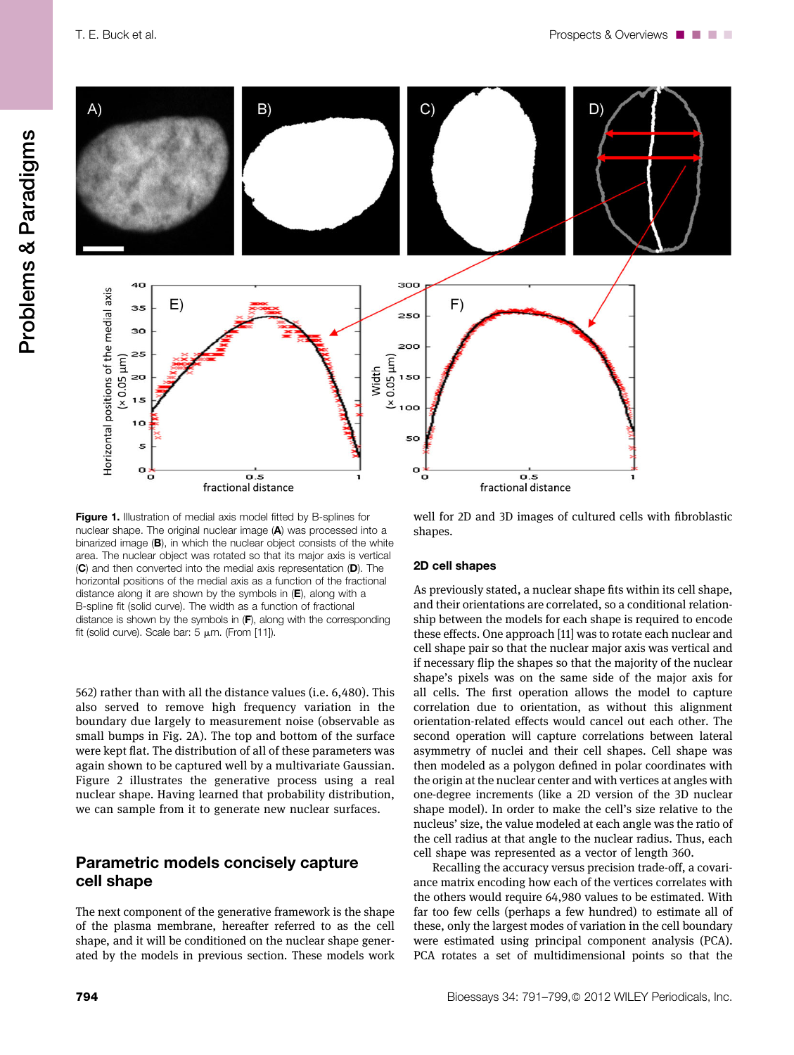**Figure 1.** Illustration of medial axis model fitted by B-splines for nuclear shape. The original nuclear image (**A**) was processed into a binarized image (**B**), in which the nuclear object consists of the white area. The nuclear object was rotated so that its major axis is vertical (**C**) and then converted into the medial axis representation (**D**). The horizontal positions of the medial axis as a function of the fractional distance along it are shown by the symbols in (**E**), along with a B-spline fit (solid curve). The width as a function of fractional distance is shown by the symbols in (**F**), along with the corresponding fit (solid curve). Scale bar: 5 μm. (From [11]).

562) rather than with all the distance values (i.e. 6,480). This also served to remove high frequency variation in the boundary due largely to measurement noise (observable as small bumps in Fig. 2A). The top and bottom of the surface were kept flat. The distribution of all of these parameters was again shown to be captured well by a multivariate Gaussian. Figure 2 illustrates the generative process using a real nuclear shape. Having learned that probability distribution, we can sample from it to generate new nuclear surfaces.

## Parametric models concisely capture cell shape

The next component of the generative framework is the shape of the plasma membrane, hereafter referred to as the cell shape, and it will be conditioned on the nuclear shape generated by the models in previous section. These models work well for 2D and 3D images of cultured cells with fibroblastic shapes.

### 2D cell shapes

As previously stated, a nuclear shape fits within its cell shape, and their orientations are correlated, so a conditional relationship between the models for each shape is required to encode these effects. One approach [11] was to rotate each nuclear and cell shape pair so that the nuclear major axis was vertical and if necessary flip the shapes so that the majority of the nuclear shape's pixels was on the same side of the major axis for all cells. The first operation allows the model to capture correlation due to orientation, as without this alignment orientation-related effects would cancel out each other. The second operation will capture correlations between lateral asymmetry of nuclei and their cell shapes. Cell shape was then modeled as a polygon defined in polar coordinates with the origin at the nuclear center and with vertices at angles with one-degree increments (like a 2D version of the 3D nuclear shape model). In order to make the cell's size relative to the nucleus' size, the value modeled at each angle was the ratio of the cell radius at that angle to the nuclear radius. Thus, each cell shape was represented as a vector of length 360.

Recalling the accuracy versus precision trade-off, a covariance matrix encoding how each of the vertices correlates with the others would require 64,980 values to be estimated. With far too few cells (perhaps a few hundred) to estimate all of these, only the largest modes of variation in the cell boundary were estimated using principal component analysis (PCA). PCA rotates a set of multidimensional points so that the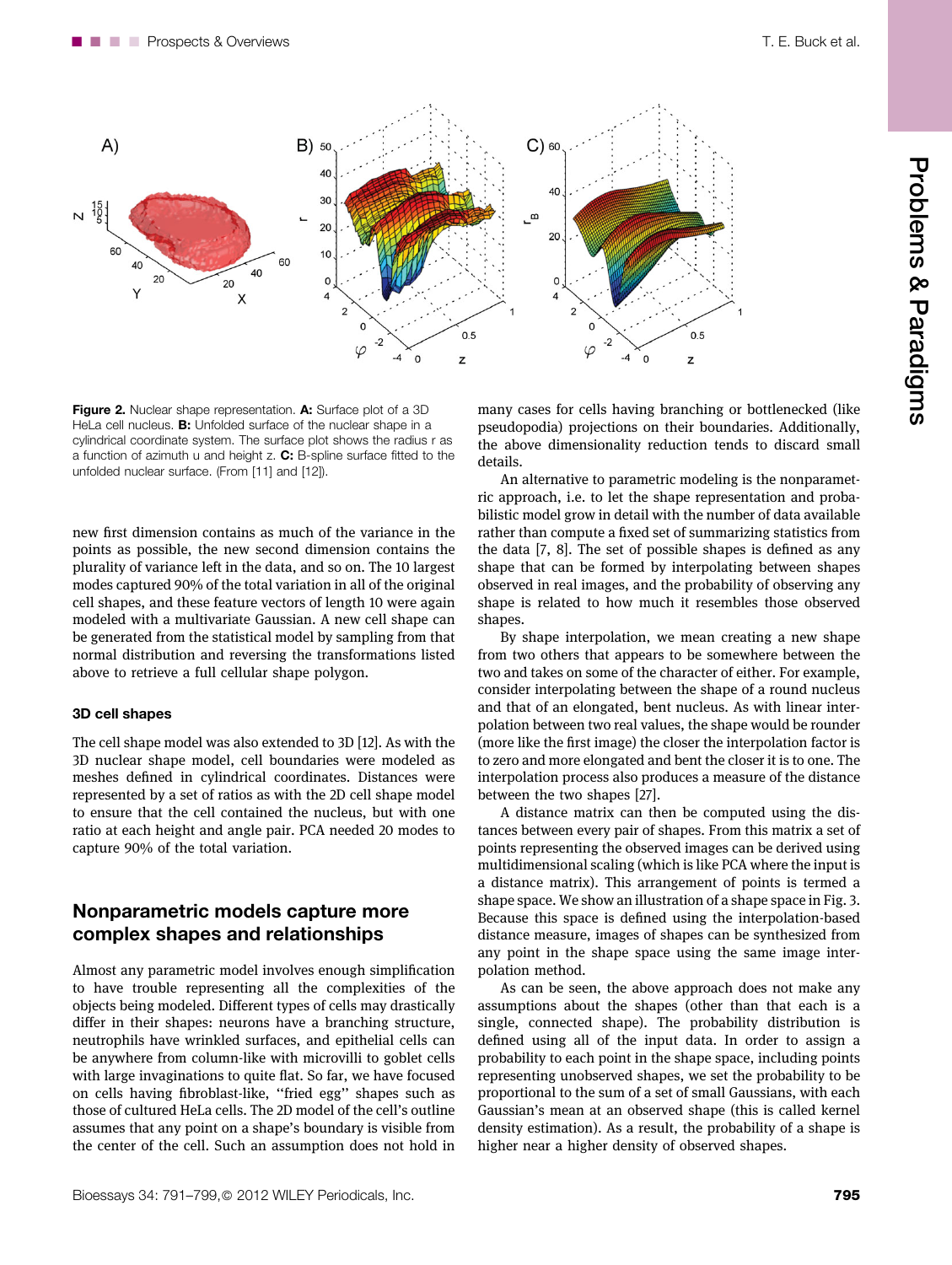A)

Z 15 10 5

60 40 20 Y

20 40 60 X

B) 50 40 30 20 10 0 r

4 2 0 -2 -4 φ

0 0.5 1 z

C) 60 40 20 0 $r_B$

4 2 0 -2 -4 φ

0 0.5 1 z

**Figure 2.** Nuclear shape representation. **A:** Surface plot of a 3D HeLa cell nucleus. **B:** Unfolded surface of the nuclear shape in a cylindrical coordinate system. The surface plot shows the radius r as a function of azimuth u and height z. **C:** B-spline surface fitted to the unfolded nuclear surface. (From [11] and [12]).

new first dimension contains as much of the variance in the points as possible, the new second dimension contains the plurality of variance left in the data, and so on. The 10 largest modes captured 90% of the total variation in all of the original cell shapes, and these feature vectors of length 10 were again modeled with a multivariate Gaussian. A new cell shape can be generated from the statistical model by sampling from that normal distribution and reversing the transformations listed above to retrieve a full cellular shape polygon.

### 3D cell shapes

The cell shape model was also extended to 3D [12]. As with the 3D nuclear shape model, cell boundaries were modeled as meshes defined in cylindrical coordinates. Distances were represented by a set of ratios as with the 2D cell shape model to ensure that the cell contained the nucleus, but with one ratio at each height and angle pair. PCA needed 20 modes to capture 90% of the total variation.

## Nonparametric models capture more complex shapes and relationships

Almost any parametric model involves enough simplification to have trouble representing all the complexities of the objects being modeled. Different types of cells may drastically differ in their shapes: neurons have a branching structure, neutrophils have wrinkled surfaces, and epithelial cells can be anywhere from column-like with microvilli to goblet cells with large invaginations to quite flat. So far, we have focused on cells having fibroblast-like, "fried egg" shapes such as those of cultured HeLa cells. The 2D model of the cell's outline assumes that any point on a shape's boundary is visible from the center of the cell. Such an assumption does not hold in many cases for cells having branching or bottlenecked (like pseudopodia) projections on their boundaries. Additionally, the above dimensionality reduction tends to discard small details.

An alternative to parametric modeling is the nonparametric approach, i.e. to let the shape representation and probabilistic model grow in detail with the number of data available rather than compute a fixed set of summarizing statistics from the data [7, 8]. The set of possible shapes is defined as any shape that can be formed by interpolating between shapes observed in real images, and the probability of observing any shape is related to how much it resembles those observed shapes.

By shape interpolation, we mean creating a new shape from two others that appears to be somewhere between the two and takes on some of the character of either. For example, consider interpolating between the shape of a round nucleus and that of an elongated, bent nucleus. As with linear interpolation between two real values, the shape would be rounder (more like the first image) the closer the interpolation factor is to zero and more elongated and bent the closer it is to one. The interpolation process also produces a measure of the distance between the two shapes [27].

A distance matrix can then be computed using the distances between every pair of shapes. From this matrix a set of points representing the observed images can be derived using multidimensional scaling (which is like PCA where the input is a distance matrix). This arrangement of points is termed a shape space. We show an illustration of a shape space in Fig. 3. Because this space is defined using the interpolation-based distance measure, images of shapes can be synthesized from any point in the shape space using the same image interpolation method.

As can be seen, the above approach does not make any assumptions about the shapes (other than that each is a single, connected shape). The probability distribution is defined using all of the input data. In order to assign a probability to each point in the shape space, including points representing unobserved shapes, we set the probability to be proportional to the sum of a set of small Gaussians, with each Gaussian's mean at an observed shape (this is called kernel density estimation). As a result, the probability of a shape is higher near a higher density of observed shapes.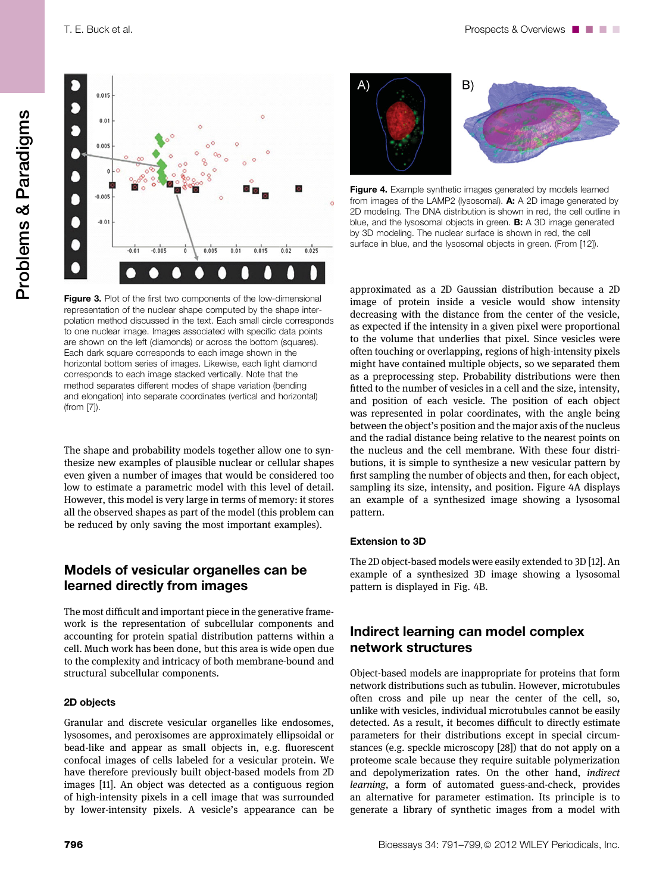Figure 3. Plot of the first two components of the low-dimensional representation of the nuclear shape computed by the shape interpolation method discussed in the text. Each small circle corresponds to one nuclear image. Images associated with specific data points are shown on the left (diamonds) or across the bottom (squares). Each dark square corresponds to each image shown in the horizontal bottom series of images. Likewise, each light diamond corresponds to each image stacked vertically. Note that the method separates different modes of shape variation (bending and elongation) into separate coordinates (vertical and horizontal) (from [7]).

The shape and probability models together allow one to synthesize new examples of plausible nuclear or cellular shapes even given a number of images that would be considered too low to estimate a parametric model with this level of detail. However, this model is very large in terms of memory: it stores all the observed shapes as part of the model (this problem can be reduced by only saving the most important examples).

## Models of vesicular organelles can be learned directly from images

The most difficult and important piece in the generative framework is the representation of subcellular components and accounting for protein spatial distribution patterns within a cell. Much work has been done, but this area is wide open due to the complexity and intricacy of both membrane-bound and structural subcellular components.

### 2D objects

Granular and discrete vesicular organelles like endosomes, lysosomes, and peroxisomes are approximately ellipsoidal or bead-like and appear as small objects in, e.g. fluorescent confocal images of cells labeled for a vesicular protein. We have therefore previously built object-based models from 2D images [11]. An object was detected as a contiguous region of high-intensity pixels in a cell image that was surrounded by lower-intensity pixels. A vesicle's appearance can be approximated as a 2D Gaussian distribution because a 2D image of protein inside a vesicle would show intensity decreasing with the distance from the center of the vesicle, as expected if the intensity in a given pixel were proportional to the volume that underlies that pixel. Since vesicles were often touching or overlapping, regions of high-intensity pixels might have contained multiple objects, so we separated them as a preprocessing step. Probability distributions were then fitted to the number of vesicles in a cell and the size, intensity, and position of each vesicle. The position of each object was represented in polar coordinates, with the angle being between the object's position and the major axis of the nucleus and the radial distance being relative to the nearest points on the nucleus and the cell membrane. With these four distributions, it is simple to synthesize a new vesicular pattern by first sampling the number of objects and then, for each object, sampling its size, intensity, and position. Figure 4A displays an example of a synthesized image showing a lysosomal pattern.

Figure 4. Example synthetic images generated by models learned from images of the LAMP2 (lysosomal). A: A 2D image generated by 2D modeling. The DNA distribution is shown in red, the cell outline in blue, and the lysosomal objects in green. B: A 3D image generated by 3D modeling. The nuclear surface is shown in red, the cell surface in blue, and the lysosomal objects in green. (From [12]).

### Extension to 3D

The 2D object-based models were easily extended to 3D [12]. An example of a synthesized 3D image showing a lysosomal pattern is displayed in Fig. 4B.

## Indirect learning can model complex network structures

Object-based models are inappropriate for proteins that form network distributions such as tubulin. However, microtubules often cross and pile up near the center of the cell, so, unlike with vesicles, individual microtubules cannot be easily detected. As a result, it becomes difficult to directly estimate parameters for their distributions except in special circumstances (e.g. speckle microscopy [28]) that do not apply on a proteome scale because they require suitable polymerization and depolymerization rates. On the other hand, *indirect learning*, a form of automated guess-and-check, provides an alternative for parameter estimation. Its principle is to generate a library of synthetic images from a model with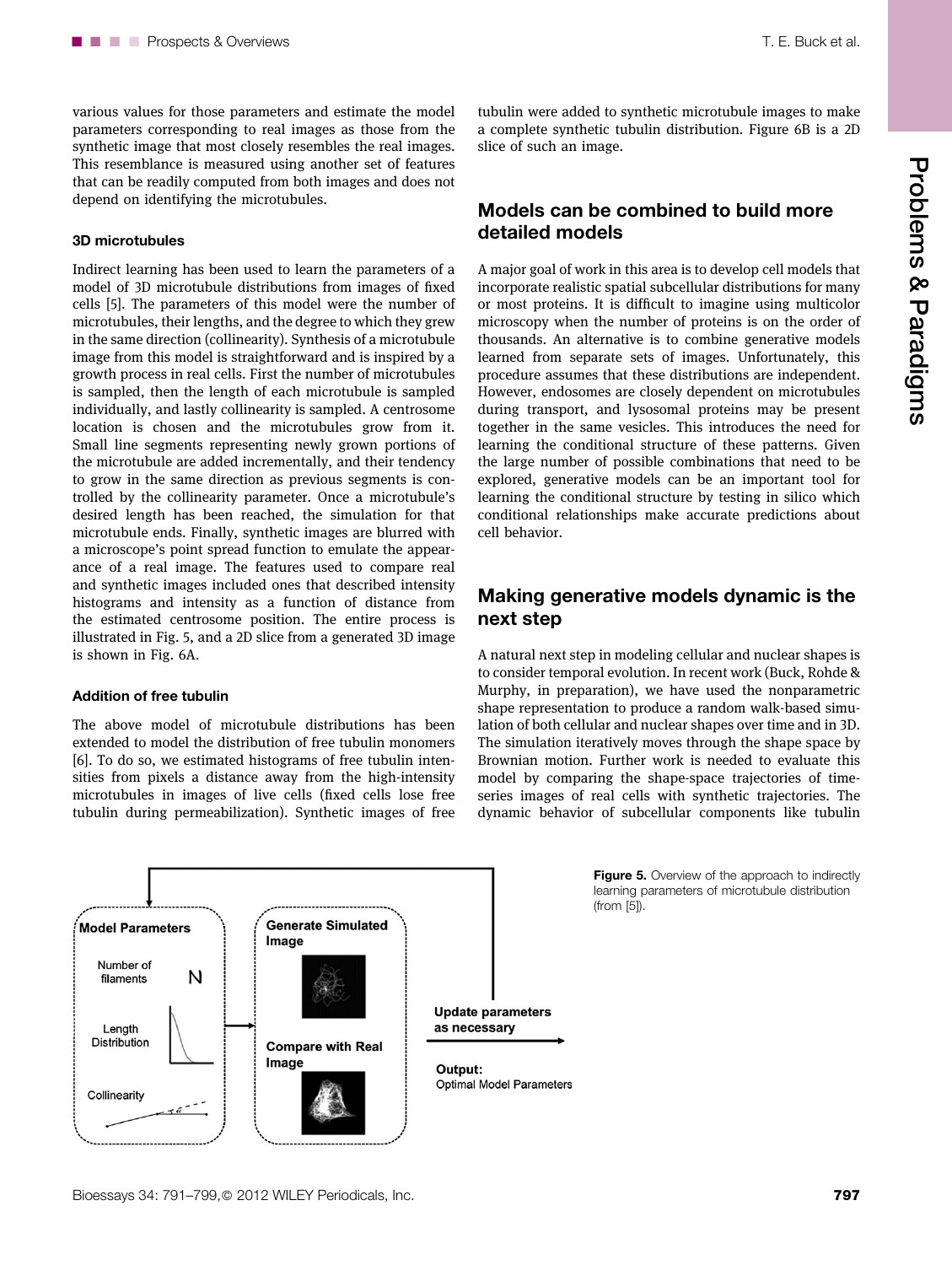various values for those parameters and estimate the model parameters corresponding to real images as those from the synthetic image that most closely resembles the real images. This resemblance is measured using another set of features that can be readily computed from both images and does not depend on identifying the microtubules.

### 3D microtubules

Indirect learning has been used to learn the parameters of a model of 3D microtubule distributions from images of fixed cells [5]. The parameters of this model were the number of microtubules, their lengths, and the degree to which they grew in the same direction (collinearity). Synthesis of a microtubule image from this model is straightforward and is inspired by a growth process in real cells. First the number of microtubules is sampled, then the length of each microtubule is sampled individually, and lastly collinearity is sampled. A centrosome location is chosen and the microtubules grow from it. Small line segments representing newly grown portions of the microtubule are added incrementally, and their tendency to grow in the same direction as previous segments is controlled by the collinearity parameter. Once a microtubule's desired length has been reached, the simulation for that microtubule ends. Finally, synthetic images are blurred with a microscope's point spread function to emulate the appearance of a real image. The features used to compare real and synthetic images included ones that described intensity histograms and intensity as a function of distance from the estimated centrosome position. The entire process is illustrated in Fig. 5, and a 2D slice from a generated 3D image is shown in Fig. 6A.

### Addition of free tubulin

The above model of microtubule distributions has been extended to model the distribution of free tubulin monomers [6]. To do so, we estimated histograms of free tubulin intensities from pixels a distance away from the high-intensity microtubules in images of live cells (fixed cells lose free tubulin during permeabilization). Synthetic images of free tubulin were added to synthetic microtubule images to make a complete synthetic tubulin distribution. Figure 6B is a 2D slice of such an image.

## Models can be combined to build more detailed models

A major goal of work in this area is to develop cell models that incorporate realistic spatial subcellular distributions for many or most proteins. It is difficult to imagine using multicolor microscopy when the number of proteins is on the order of thousands. An alternative is to combine generative models learned from separate sets of images. Unfortunately, this procedure assumes that these distributions are independent. However, endosomes are closely dependent on microtubules during transport, and lysosomal proteins may be present together in the same vesicles. This introduces the need for learning the conditional structure of these patterns. Given the large number of possible combinations that need to be explored, generative models can be an important tool for learning the conditional structure by testing in silico which conditional relationships make accurate predictions about cell behavior.

## Making generative models dynamic is the next step

A natural next step in modeling cellular and nuclear shapes is to consider temporal evolution. In recent work (Buck, Rohde & Murphy, in preparation), we have used the nonparametric shape representation to produce a random walk-based simulation of both cellular and nuclear shapes over time and in 3D. The simulation iteratively moves through the shape space by Brownian motion. Further work is needed to evaluate this model by comparing the shape-space trajectories of time-series images of real cells with synthetic trajectories. The dynamic behavior of subcellular components like tubulin

Model Parameters
Number of filaments
N
Length Distribution
Collinearity
Generate Simulated Image
Compare with Real Image
Update parameters as necessary
Output:
Optimal Model Parameters

**Figure 5.** Overview of the approach to indirectly learning parameters of microtubule distribution (from [5]).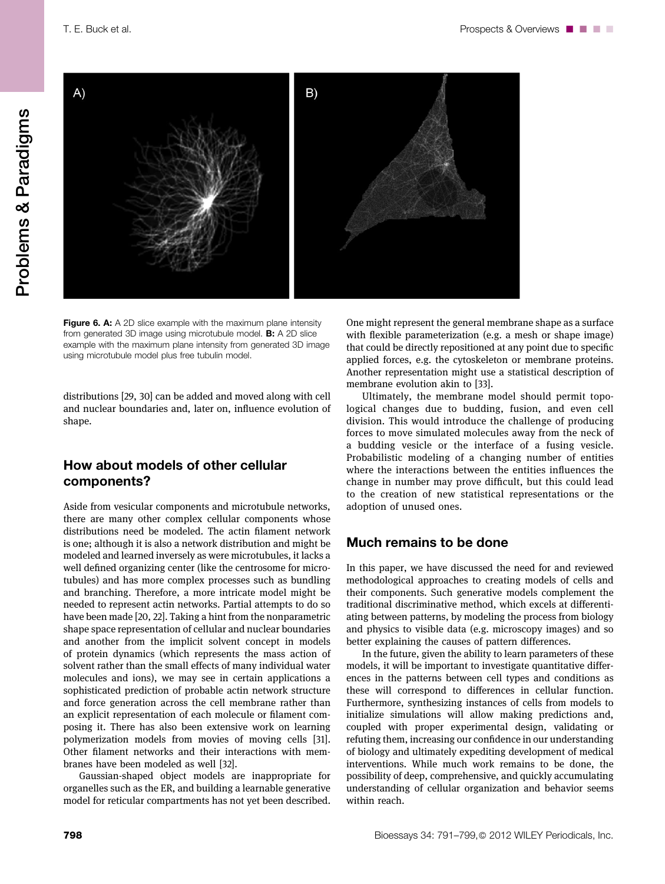Figure 6. **A:** A 2D slice example with the maximum plane intensity from generated 3D image using microtubule model. **B:** A 2D slice example with the maximum plane intensity from generated 3D image using microtubule model plus free tubulin model.

distributions [29, 30] can be added and moved along with cell and nuclear boundaries and, later on, influence evolution of shape.

## How about models of other cellular components?

Aside from vesicular components and microtubule networks, there are many other complex cellular components whose distributions need be modeled. The actin filament network is one; although it is also a network distribution and might be modeled and learned inversely as were microtubules, it lacks a well defined organizing center (like the centrosome for microtubules) and has more complex processes such as bundling and branching. Therefore, a more intricate model might be needed to represent actin networks. Partial attempts to do so have been made [20, 22]. Taking a hint from the nonparametric shape space representation of cellular and nuclear boundaries and another from the implicit solvent concept in models of protein dynamics (which represents the mass action of solvent rather than the small effects of many individual water molecules and ions), we may see in certain applications a sophisticated prediction of probable actin network structure and force generation across the cell membrane rather than an explicit representation of each molecule or filament composing it. There has also been extensive work on learning polymerization models from movies of moving cells [31]. Other filament networks and their interactions with membranes have been modeled as well [32].

Gaussian-shaped object models are inappropriate for organelles such as the ER, and building a learnable generative model for reticular compartments has not yet been described. One might represent the general membrane shape as a surface with flexible parameterization (e.g. a mesh or shape image) that could be directly repositioned at any point due to specific applied forces, e.g. the cytoskeleton or membrane proteins. Another representation might use a statistical description of membrane evolution akin to [33].

Ultimately, the membrane model should permit topological changes due to budding, fusion, and even cell division. This would introduce the challenge of producing forces to move simulated molecules away from the neck of a budding vesicle or the interface of a fusing vesicle. Probabilistic modeling of a changing number of entities where the interactions between the entities influences the change in number may prove difficult, but this could lead to the creation of new statistical representations or the adoption of unused ones.

## Much remains to be done

In this paper, we have discussed the need for and reviewed methodological approaches to creating models of cells and their components. Such generative models complement the traditional discriminative method, which excels at differentiating between patterns, by modeling the process from biology and physics to visible data (e.g. microscopy images) and so better explaining the causes of pattern differences.

In the future, given the ability to learn parameters of these models, it will be important to investigate quantitative differences in the patterns between cell types and conditions as these will correspond to differences in cellular function. Furthermore, synthesizing instances of cells from models to initialize simulations will allow making predictions and, coupled with proper experimental design, validating or refuting them, increasing our confidence in our understanding of biology and ultimately expediting development of medical interventions. While much work remains to be done, the possibility of deep, comprehensive, and quickly accumulating understanding of cellular organization and behavior seems within reach.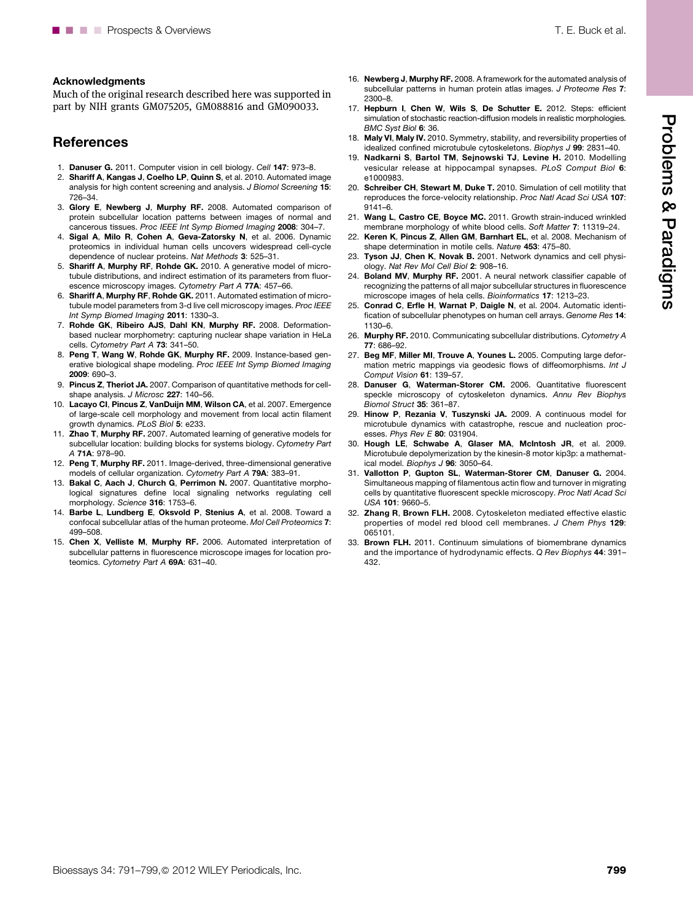## Acknowledgments

Much of the original research described here was supported in part by NIH grants GM075205, GM088816 and GM090033.

## References

1. **Danuser G.** 2011. Computer vision in cell biology. *Cell* **147**: 973–8.
2. **Shariff A**, **Kangas J**, **Coelho LP**, **Quinn S**, et al. 2010. Automated image analysis for high content screening and analysis. *J Biomol Screening* **15**: 726–34.
3. **Glory E**, **Newberg J**, **Murphy RF.** 2008. Automated comparison of protein subcellular location patterns between images of normal and cancerous tissues. *Proc IEEE Int Symp Biomed Imaging* **2008**: 304–7.
4. **Sigal A**, **Milo R**, **Cohen A**, **Geva-Zatorsky N**, et al. 2006. Dynamic proteomics in individual human cells uncovers widespread cell-cycle dependence of nuclear proteins. *Nat Methods* **3**: 525–31.
5. **Shariff A**, **Murphy RF**, **Rohde GK.** 2010. A generative model of microtubule distributions, and indirect estimation of its parameters from fluorescence microscopy images. *Cytometry Part A* **77A**: 457–66.
6. **Shariff A**, **Murphy RF**, **Rohde GK.** 2011. Automated estimation of microtubule model parameters from 3-d live cell microscopy images. *Proc IEEE Int Symp Biomed Imaging* **2011**: 1330–3.
7. **Rohde GK**, **Ribeiro AJS**, **Dahl KN**, **Murphy RF.** 2008. Deformation-based nuclear morphometry: capturing nuclear shape variation in HeLa cells. *Cytometry Part A* **73**: 341–50.
8. **Peng T**, **Wang W**, **Rohde GK**, **Murphy RF.** 2009. Instance-based generative biological shape modeling. *Proc IEEE Int Symp Biomed Imaging* **2009**: 690–3.
9. **Pincus Z**, **Theriot JA.** 2007. Comparison of quantitative methods for cell-shape analysis. *J Microsc* **227**: 140–56.
10. **Lacayo CI**, **Pincus Z**, **VanDuijn MM**, **Wilson CA**, et al. 2007. Emergence of large-scale cell morphology and movement from local actin filament growth dynamics. *PLoS Biol* **5**: e233.
11. **Zhao T**, **Murphy RF.** 2007. Automated learning of generative models for subcellular location: building blocks for systems biology. *Cytometry Part A* **71A**: 978–90.
12. **Peng T**, **Murphy RF.** 2011. Image-derived, three-dimensional generative models of cellular organization. *Cytometry Part A* **79A**: 383–91.
13. **Bakal C**, **Aach J**, **Church G**, **Perrimon N.** 2007. Quantitative morphological signatures define local signaling networks regulating cell morphology. *Science* **316**: 1753–6.
14. **Barbe L**, **Lundberg E**, **Oksvold P**, **Stenius A**, et al. 2008. Toward a confocal subcellular atlas of the human proteome. *Mol Cell Proteomics* **7**: 499–508.
15. **Chen X**, **Velliste M**, **Murphy RF.** 2006. Automated interpretation of subcellular patterns in fluorescence microscope images for location proteomics. *Cytometry Part A* **69A**: 631–40.
16. **Newberg J**, **Murphy RF.** 2008. A framework for the automated analysis of subcellular patterns in human protein atlas images. *J Proteome Res* **7**: 2300–8.
17. **Hepburn I**, **Chen W**, **Wils S**, **De Schutter E.** 2012. Steps: efficient simulation of stochastic reaction-diffusion models in realistic morphologies. *BMC Syst Biol* **6**: 36.
18. **Maly VI**, **Maly IV.** 2010. Symmetry, stability, and reversibility properties of idealized confined microtubule cytoskeletons. *Biophys J* **99**: 2831–40.
19. **Nadkarni S**, **Bartol TM**, **Sejnowski TJ**, **Levine H.** 2010. Modelling vesicular release at hippocampal synapses. *PLoS Comput Biol* **6**: e1000983.
20. **Schreiber CH**, **Stewart M**, **Duke T.** 2010. Simulation of cell motility that reproduces the force-velocity relationship. *Proc Natl Acad Sci USA* **107**: 9141–6.
21. **Wang L**, **Castro CE**, **Boyce MC.** 2011. Growth strain-induced wrinkled membrane morphology of white blood cells. *Soft Matter* **7**: 11319–24.
22. **Keren K**, **Pincus Z**, **Allen GM**, **Barnhart EL**, et al. 2008. Mechanism of shape determination in motile cells. *Nature* **453**: 475–80.
23. **Tyson JJ**, **Chen K**, **Novak B.** 2001. Network dynamics and cell physiology. *Nat Rev Mol Cell Biol* **2**: 908–16.
24. **Boland MV**, **Murphy RF.** 2001. A neural network classifier capable of recognizing the patterns of all major subcellular structures in fluorescence microscope images of hela cells. *Bioinformatics* **17**: 1213–23.
25. **Conrad C**, **Erfle H**, **Warnat P**, **Daigle N**, et al. 2004. Automatic identification of subcellular phenotypes on human cell arrays. *Genome Res* **14**: 1130–6.
26. **Murphy RF.** 2010. Communicating subcellular distributions. *Cytometry A* **77**: 686–92.
27. **Beg MF**, **Miller MI**, **Trouve A**, **Younes L.** 2005. Computing large deformation metric mappings via geodesic flows of diffeomorphisms. *Int J Comput Vision* **61**: 139–57.
28. **Danuser G**, **Waterman-Storer CM.** 2006. Quantitative fluorescent speckle microscopy of cytoskeleton dynamics. *Annu Rev Biophys Biomol Struct* **35**: 361–87.
29. **Hinow P**, **Rezania V**, **Tuszynski JA.** 2009. A continuous model for microtubule dynamics with catastrophe, rescue and nucleation processes. *Phys Rev E* **80**: 031904.
30. **Hough LE**, **Schwabe A**, **Glaser MA**, **McIntosh JR**, et al. 2009. Microtubule depolymerization by the kinesin-8 motor kip3p: a mathematical model. *Biophys J* **96**: 3050–64.
31. **Vallotton P**, **Gupton SL**, **Waterman-Storer CM**, **Danuser G.** 2004. Simultaneous mapping of filamentous actin flow and turnover in migrating cells by quantitative fluorescent speckle microscopy. *Proc Natl Acad Sci USA* **101**: 9660–5.
32. **Zhang R**, **Brown FLH.** 2008. Cytoskeleton mediated effective elastic properties of model red blood cell membranes. *J Chem Phys* **129**: 065101.
33. **Brown FLH.** 2011. Continuum simulations of biomembrane dynamics and the importance of hydrodynamic effects. *Q Rev Biophys* **44**: 391–432.